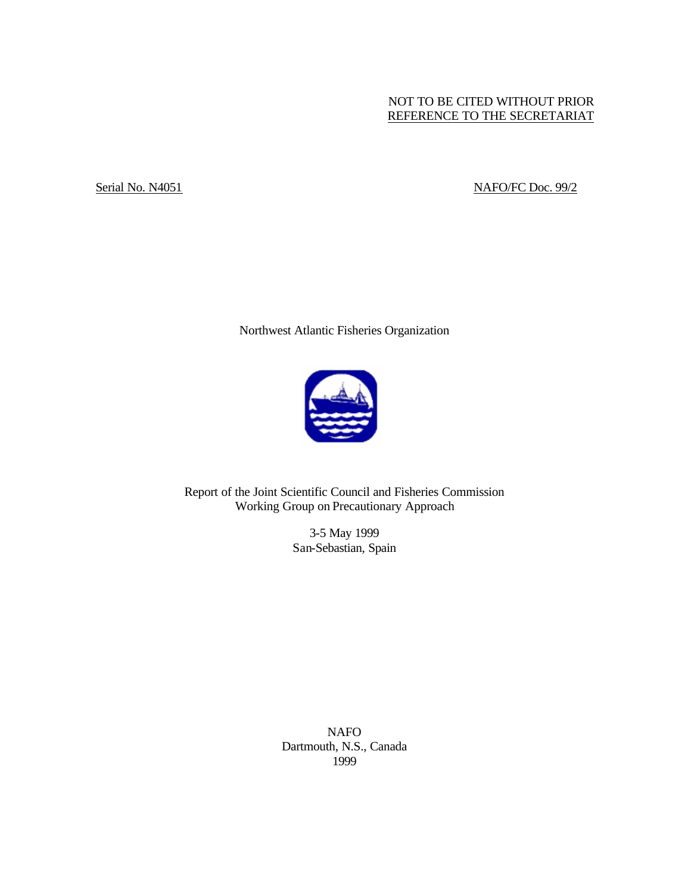NOT TO BE CITED WITHOUT PRIOR
REFERENCE TO THE SECRETARIAT

Serial No. N4051

NAFO/FC Doc. 99/2

Northwest Atlantic Fisheries Organization

# Report of the Joint Scientific Council and Fisheries Commission Working Group on Precautionary Approach

3-5 May 1999
San-Sebastian, Spain

NAFO
Dartmouth, N.S., Canada
1999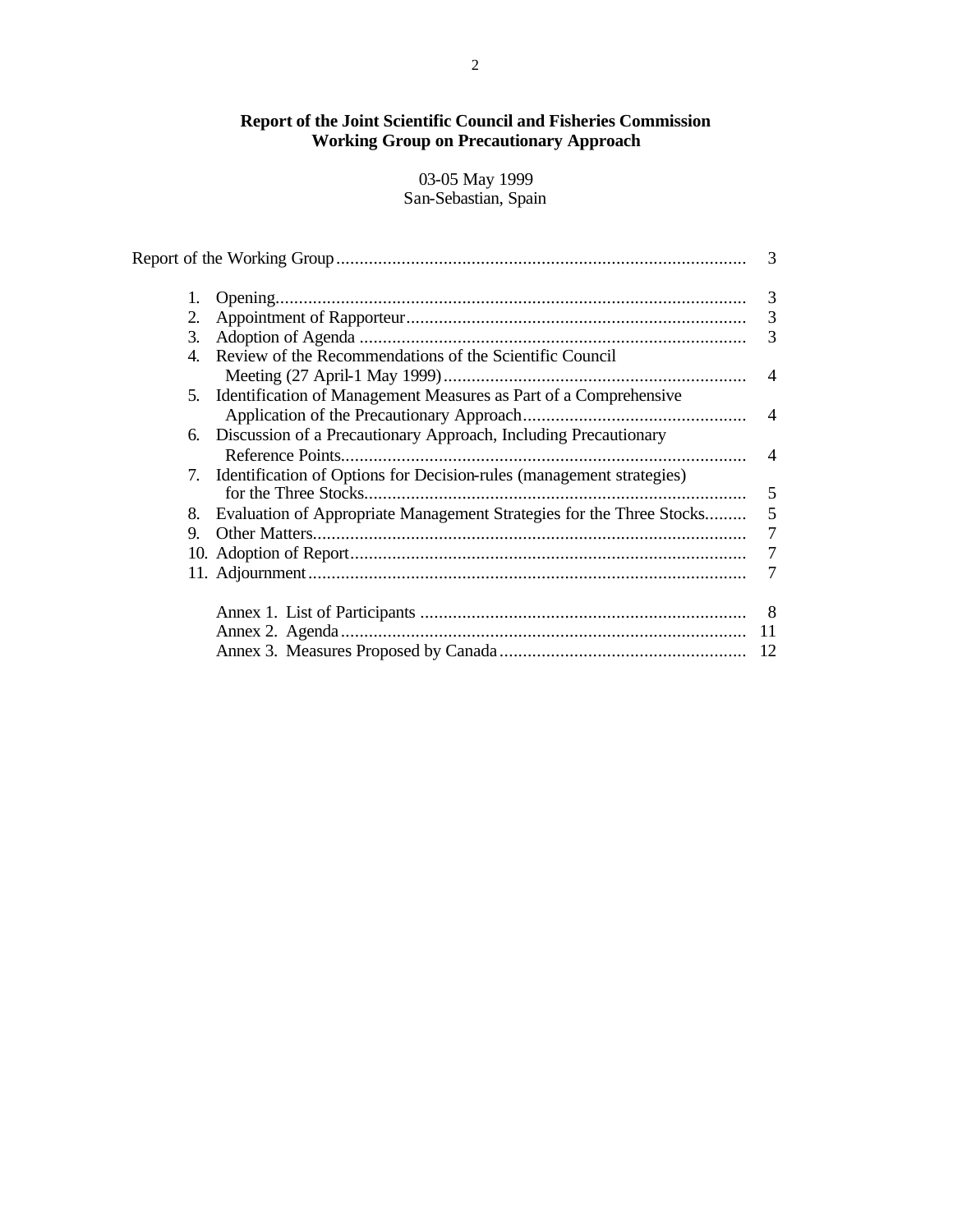# Report of the Joint Scientific Council and Fisheries Commission Working Group on Precautionary Approach

03-05 May 1999
San-Sebastian, Spain

| | | |
|---|---|---|
| Report of the Working Group | | 3 |
| 1. | Opening | 3 |
| 2. | Appointment of Rapporteur | 3 |
| 3. | Adoption of Agenda | 3 |
| 4. | Review of the Recommendations of the Scientific Council Meeting (27 April-1 May 1999) | 4 |
| 5. | Identification of Management Measures as Part of a Comprehensive Application of the Precautionary Approach | 4 |
| 6. | Discussion of a Precautionary Approach, Including Precautionary Reference Points | 4 |
| 7. | Identification of Options for Decision-rules (management strategies) for the Three Stocks | 5 |
| 8. | Evaluation of Appropriate Management Strategies for the Three Stocks | 5 |
| 9. | Other Matters | 7 |
| 10. | Adoption of Report | 7 |
| 11. | Adjournment | 7 |
| | Annex 1. List of Participants | 8 |
| | Annex 2. Agenda | 11 |
| | Annex 3. Measures Proposed by Canada | 12 |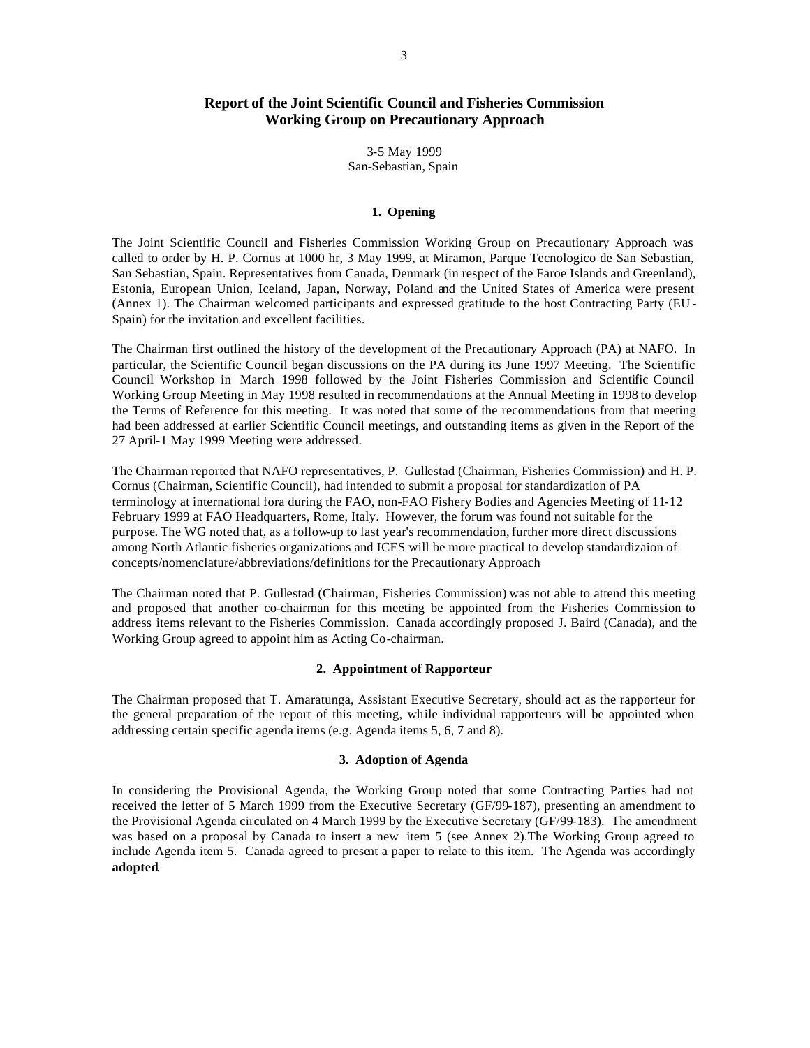# Report of the Joint Scientific Council and Fisheries Commission Working Group on Precautionary Approach

3-5 May 1999
San-Sebastian, Spain

## 1. Opening

The Joint Scientific Council and Fisheries Commission Working Group on Precautionary Approach was called to order by H. P. Cornus at 1000 hr, 3 May 1999, at Miramon, Parque Tecnologico de San Sebastian, San Sebastian, Spain. Representatives from Canada, Denmark (in respect of the Faroe Islands and Greenland), Estonia, European Union, Iceland, Japan, Norway, Poland and the United States of America were present (Annex 1). The Chairman welcomed participants and expressed gratitude to the host Contracting Party (EU-Spain) for the invitation and excellent facilities.

The Chairman first outlined the history of the development of the Precautionary Approach (PA) at NAFO. In particular, the Scientific Council began discussions on the PA during its June 1997 Meeting. The Scientific Council Workshop in March 1998 followed by the Joint Fisheries Commission and Scientific Council Working Group Meeting in May 1998 resulted in recommendations at the Annual Meeting in 1998 to develop the Terms of Reference for this meeting. It was noted that some of the recommendations from that meeting had been addressed at earlier Scientific Council meetings, and outstanding items as given in the Report of the 27 April-1 May 1999 Meeting were addressed.

The Chairman reported that NAFO representatives, P. Gullestad (Chairman, Fisheries Commission) and H. P. Cornus (Chairman, Scientific Council), had intended to submit a proposal for standardization of PA terminology at international fora during the FAO, non-FAO Fishery Bodies and Agencies Meeting of 11-12 February 1999 at FAO Headquarters, Rome, Italy. However, the forum was found not suitable for the purpose. The WG noted that, as a follow-up to last year's recommendation, further more direct discussions among North Atlantic fisheries organizations and ICES will be more practical to develop standardizaion of concepts/nomenclature/abbreviations/definitions for the Precautionary Approach

The Chairman noted that P. Gullestad (Chairman, Fisheries Commission) was not able to attend this meeting and proposed that another co-chairman for this meeting be appointed from the Fisheries Commission to address items relevant to the Fisheries Commission. Canada accordingly proposed J. Baird (Canada), and the Working Group agreed to appoint him as Acting Co-chairman.

## 2. Appointment of Rapporteur

The Chairman proposed that T. Amaratunga, Assistant Executive Secretary, should act as the rapporteur for the general preparation of the report of this meeting, while individual rapporteurs will be appointed when addressing certain specific agenda items (e.g. Agenda items 5, 6, 7 and 8).

## 3. Adoption of Agenda

In considering the Provisional Agenda, the Working Group noted that some Contracting Parties had not received the letter of 5 March 1999 from the Executive Secretary (GF/99-187), presenting an amendment to the Provisional Agenda circulated on 4 March 1999 by the Executive Secretary (GF/99-183). The amendment was based on a proposal by Canada to insert a new item 5 (see Annex 2).The Working Group agreed to include Agenda item 5. Canada agreed to present a paper to relate to this item. The Agenda was accordingly **adopted**.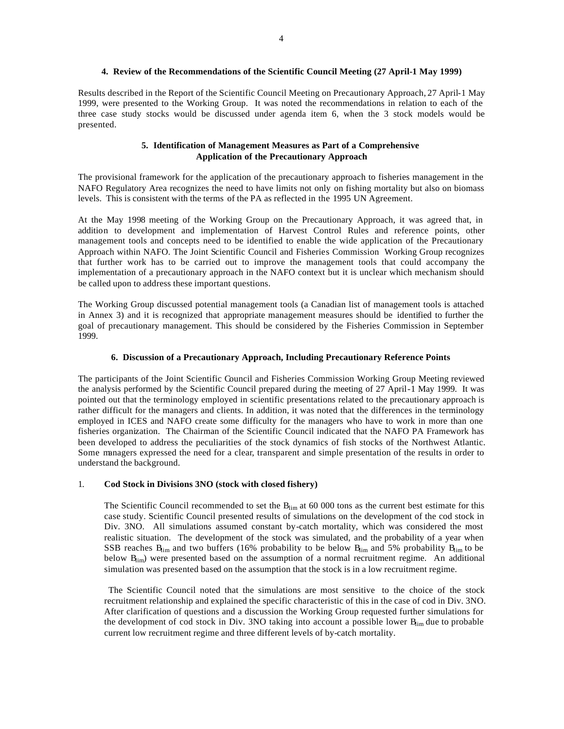### 4. Review of the Recommendations of the Scientific Council Meeting (27 April-1 May 1999)

Results described in the Report of the Scientific Council Meeting on Precautionary Approach, 27 April-1 May 1999, were presented to the Working Group. It was noted the recommendations in relation to each of the three case study stocks would be discussed under agenda item 6, when the 3 stock models would be presented.

### 5. Identification of Management Measures as Part of a Comprehensive Application of the Precautionary Approach

The provisional framework for the application of the precautionary approach to fisheries management in the NAFO Regulatory Area recognizes the need to have limits not only on fishing mortality but also on biomass levels. This is consistent with the terms of the PA as reflected in the 1995 UN Agreement.

At the May 1998 meeting of the Working Group on the Precautionary Approach, it was agreed that, in addition to development and implementation of Harvest Control Rules and reference points, other management tools and concepts need to be identified to enable the wide application of the Precautionary Approach within NAFO. The Joint Scientific Council and Fisheries Commission Working Group recognizes that further work has to be carried out to improve the management tools that could accompany the implementation of a precautionary approach in the NAFO context but it is unclear which mechanism should be called upon to address these important questions.

The Working Group discussed potential management tools (a Canadian list of management tools is attached in Annex 3) and it is recognized that appropriate management measures should be identified to further the goal of precautionary management. This should be considered by the Fisheries Commission in September 1999.

### 6. Discussion of a Precautionary Approach, Including Precautionary Reference Points

The participants of the Joint Scientific Council and Fisheries Commission Working Group Meeting reviewed the analysis performed by the Scientific Council prepared during the meeting of 27 April-1 May 1999. It was pointed out that the terminology employed in scientific presentations related to the precautionary approach is rather difficult for the managers and clients. In addition, it was noted that the differences in the terminology employed in ICES and NAFO create some difficulty for the managers who have to work in more than one fisheries organization. The Chairman of the Scientific Council indicated that the NAFO PA Framework has been developed to address the peculiarities of the stock dynamics of fish stocks of the Northwest Atlantic. Some managers expressed the need for a clear, transparent and simple presentation of the results in order to understand the background.

1. **Cod Stock in Divisions 3NO (stock with closed fishery)**

   The Scientific Council recommended to set the $B_{lim}$ at 60 000 tons as the current best estimate for this case study. Scientific Council presented results of simulations on the development of the cod stock in Div. 3NO. All simulations assumed constant by-catch mortality, which was considered the most realistic situation. The development of the stock was simulated, and the probability of a year when SSB reaches $B_{lim}$ and two buffers (16% probability to be below $B_{lim}$ and 5% probability $B_{lim}$ to be below $B_{lim}$) were presented based on the assumption of a normal recruitment regime. An additional simulation was presented based on the assumption that the stock is in a low recruitment regime.

   The Scientific Council noted that the simulations are most sensitive to the choice of the stock recruitment relationship and explained the specific characteristic of this in the case of cod in Div. 3NO. After clarification of questions and a discussion the Working Group requested further simulations for the development of cod stock in Div. 3NO taking into account a possible lower $B_{lim}$ due to probable current low recruitment regime and three different levels of by-catch mortality.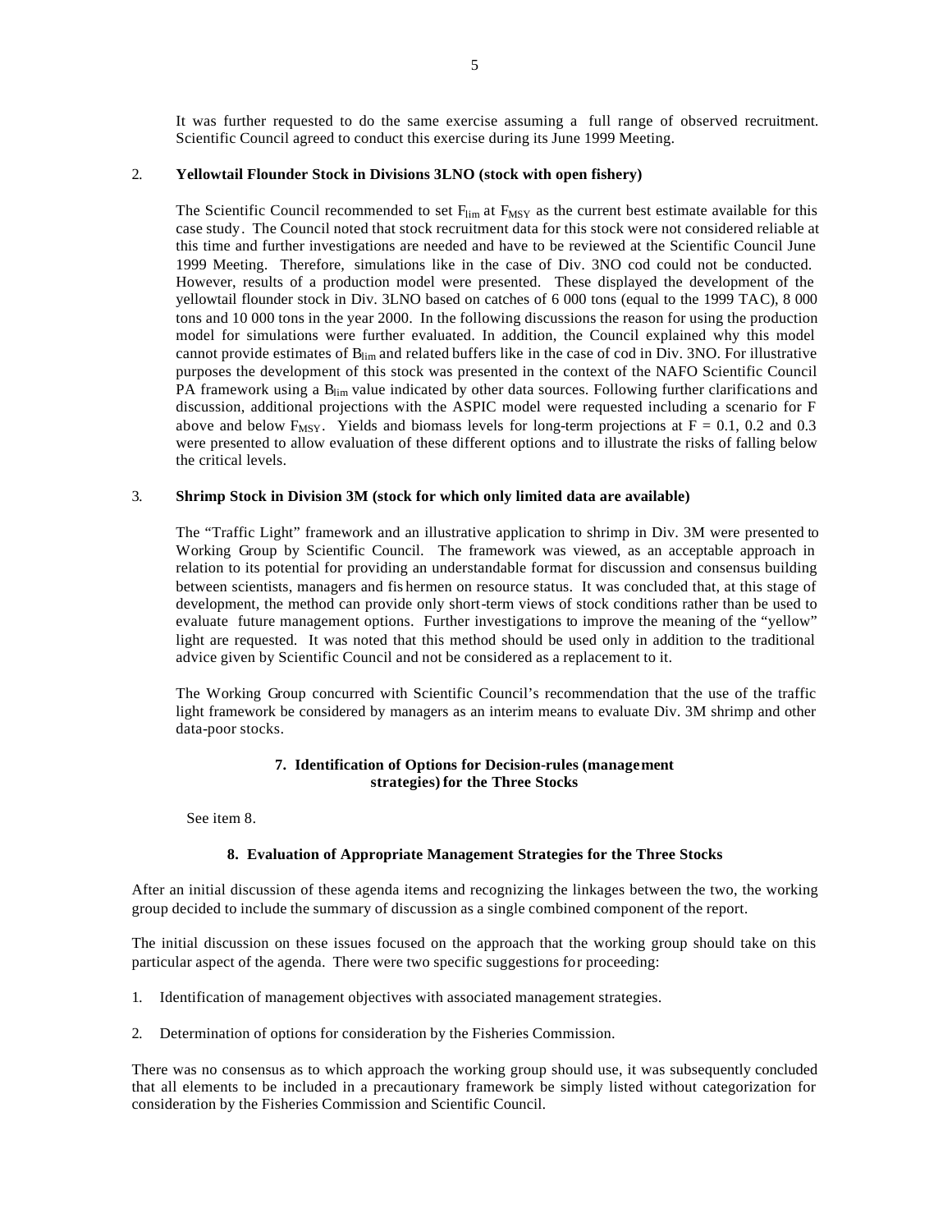It was further requested to do the same exercise assuming a full range of observed recruitment. Scientific Council agreed to conduct this exercise during its June 1999 Meeting.

2. **Yellowtail Flounder Stock in Divisions 3LNO (stock with open fishery)**

The Scientific Council recommended to set $F_{lim}$ at $F_{MSY}$ as the current best estimate available for this case study. The Council noted that stock recruitment data for this stock were not considered reliable at this time and further investigations are needed and have to be reviewed at the Scientific Council June 1999 Meeting. Therefore, simulations like in the case of Div. 3NO cod could not be conducted. However, results of a production model were presented. These displayed the development of the yellowtail flounder stock in Div. 3LNO based on catches of 6 000 tons (equal to the 1999 TAC), 8 000 tons and 10 000 tons in the year 2000. In the following discussions the reason for using the production model for simulations were further evaluated. In addition, the Council explained why this model cannot provide estimates of $B_{lim}$ and related buffers like in the case of cod in Div. 3NO. For illustrative purposes the development of this stock was presented in the context of the NAFO Scientific Council PA framework using a $B_{lim}$ value indicated by other data sources. Following further clarifications and discussion, additional projections with the ASPIC model were requested including a scenario for F above and below $F_{MSY}$. Yields and biomass levels for long-term projections at $F = 0.1$, 0.2 and 0.3 were presented to allow evaluation of these different options and to illustrate the risks of falling below the critical levels.

3. **Shrimp Stock in Division 3M (stock for which only limited data are available)**

The "Traffic Light" framework and an illustrative application to shrimp in Div. 3M were presented to Working Group by Scientific Council. The framework was viewed, as an acceptable approach in relation to its potential for providing an understandable format for discussion and consensus building between scientists, managers and fishermen on resource status. It was concluded that, at this stage of development, the method can provide only short-term views of stock conditions rather than be used to evaluate future management options. Further investigations to improve the meaning of the "yellow" light are requested. It was noted that this method should be used only in addition to the traditional advice given by Scientific Council and not be considered as a replacement to it.

The Working Group concurred with Scientific Council's recommendation that the use of the traffic light framework be considered by managers as an interim means to evaluate Div. 3M shrimp and other data-poor stocks.

## 7. Identification of Options for Decision-rules (management strategies) for the Three Stocks

See item 8.

## 8. Evaluation of Appropriate Management Strategies for the Three Stocks

After an initial discussion of these agenda items and recognizing the linkages between the two, the working group decided to include the summary of discussion as a single combined component of the report.

The initial discussion on these issues focused on the approach that the working group should take on this particular aspect of the agenda. There were two specific suggestions for proceeding:

1. Identification of management objectives with associated management strategies.

2. Determination of options for consideration by the Fisheries Commission.

There was no consensus as to which approach the working group should use, it was subsequently concluded that all elements to be included in a precautionary framework be simply listed without categorization for consideration by the Fisheries Commission and Scientific Council.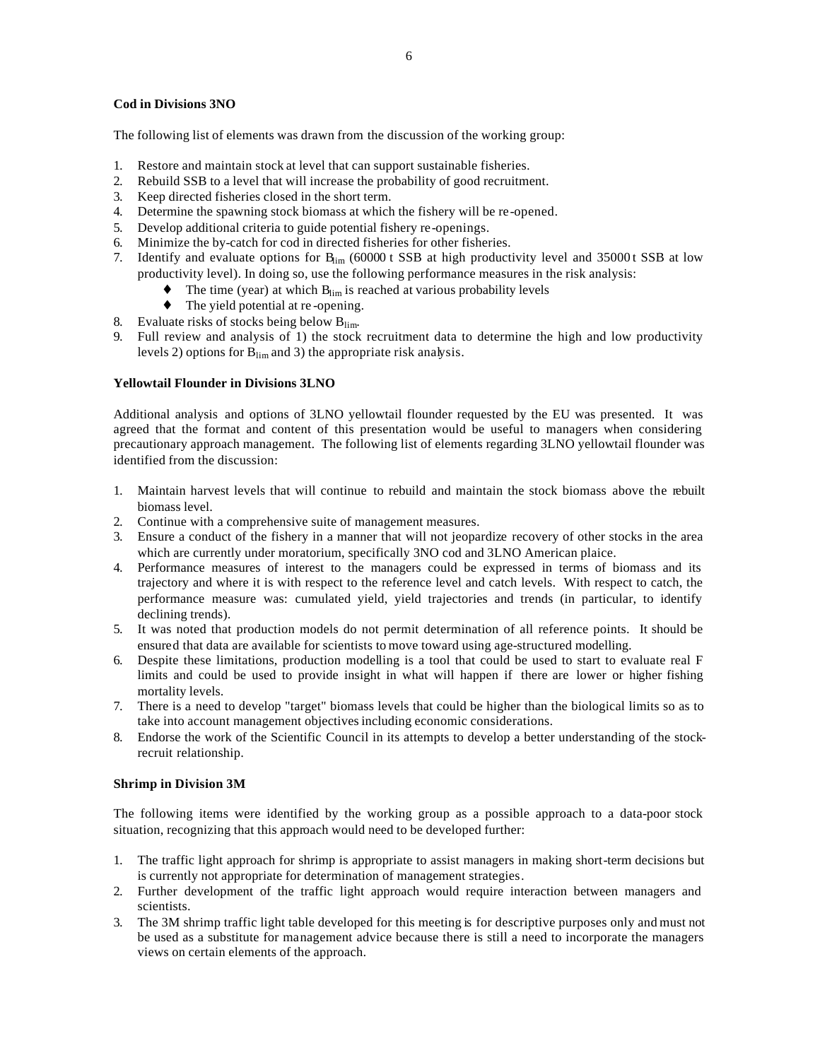**Cod in Divisions 3NO**

The following list of elements was drawn from the discussion of the working group:

1. Restore and maintain stock at level that can support sustainable fisheries.
2. Rebuild SSB to a level that will increase the probability of good recruitment.
3. Keep directed fisheries closed in the short term.
4. Determine the spawning stock biomass at which the fishery will be re-opened.
5. Develop additional criteria to guide potential fishery re-openings.
6. Minimize the by-catch for cod in directed fisheries for other fisheries.
7. Identify and evaluate options for $B_{lim}$ (60000 t SSB at high productivity level and 35000 t SSB at low productivity level). In doing so, use the following performance measures in the risk analysis:
   - The time (year) at which $B_{lim}$ is reached at various probability levels
   - The yield potential at re-opening.
8. Evaluate risks of stocks being below $B_{lim}$.
9. Full review and analysis of 1) the stock recruitment data to determine the high and low productivity levels 2) options for $B_{lim}$ and 3) the appropriate risk analysis.

**Yellowtail Flounder in Divisions 3LNO**

Additional analysis and options of 3LNO yellowtail flounder requested by the EU was presented. It was agreed that the format and content of this presentation would be useful to managers when considering precautionary approach management. The following list of elements regarding 3LNO yellowtail flounder was identified from the discussion:

1. Maintain harvest levels that will continue to rebuild and maintain the stock biomass above the rebuilt biomass level.
2. Continue with a comprehensive suite of management measures.
3. Ensure a conduct of the fishery in a manner that will not jeopardize recovery of other stocks in the area which are currently under moratorium, specifically 3NO cod and 3LNO American plaice.
4. Performance measures of interest to the managers could be expressed in terms of biomass and its trajectory and where it is with respect to the reference level and catch levels. With respect to catch, the performance measure was: cumulated yield, yield trajectories and trends (in particular, to identify declining trends).
5. It was noted that production models do not permit determination of all reference points. It should be ensured that data are available for scientists to move toward using age-structured modelling.
6. Despite these limitations, production modelling is a tool that could be used to start to evaluate real F limits and could be used to provide insight in what will happen if there are lower or higher fishing mortality levels.
7. There is a need to develop "target" biomass levels that could be higher than the biological limits so as to take into account management objectives including economic considerations.
8. Endorse the work of the Scientific Council in its attempts to develop a better understanding of the stock-recruit relationship.

**Shrimp in Division 3M**

The following items were identified by the working group as a possible approach to a data-poor stock situation, recognizing that this approach would need to be developed further:

1. The traffic light approach for shrimp is appropriate to assist managers in making short-term decisions but is currently not appropriate for determination of management strategies.
2. Further development of the traffic light approach would require interaction between managers and scientists.
3. The 3M shrimp traffic light table developed for this meeting is for descriptive purposes only and must not be used as a substitute for management advice because there is still a need to incorporate the managers views on certain elements of the approach.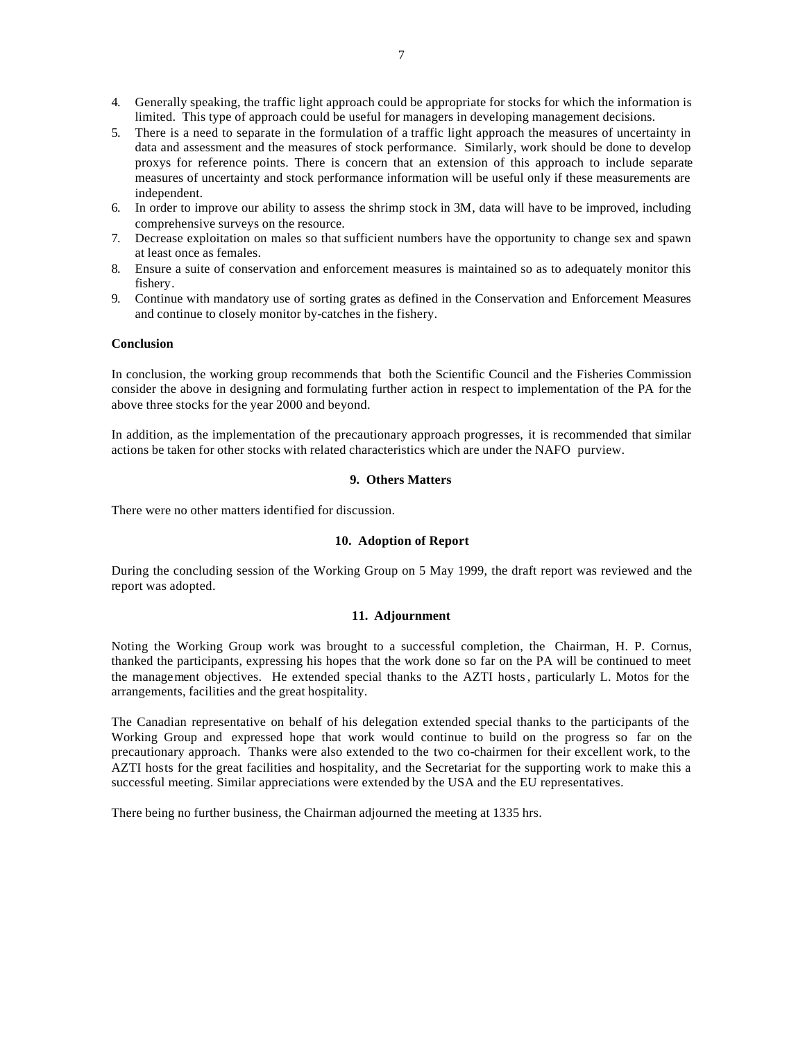4. Generally speaking, the traffic light approach could be appropriate for stocks for which the information is limited. This type of approach could be useful for managers in developing management decisions.
5. There is a need to separate in the formulation of a traffic light approach the measures of uncertainty in data and assessment and the measures of stock performance. Similarly, work should be done to develop proxys for reference points. There is concern that an extension of this approach to include separate measures of uncertainty and stock performance information will be useful only if these measurements are independent.
6. In order to improve our ability to assess the shrimp stock in 3M, data will have to be improved, including comprehensive surveys on the resource.
7. Decrease exploitation on males so that sufficient numbers have the opportunity to change sex and spawn at least once as females.
8. Ensure a suite of conservation and enforcement measures is maintained so as to adequately monitor this fishery.
9. Continue with mandatory use of sorting grates as defined in the Conservation and Enforcement Measures and continue to closely monitor by-catches in the fishery.

**Conclusion**

In conclusion, the working group recommends that both the Scientific Council and the Fisheries Commission consider the above in designing and formulating further action in respect to implementation of the PA for the above three stocks for the year 2000 and beyond.

In addition, as the implementation of the precautionary approach progresses, it is recommended that similar actions be taken for other stocks with related characteristics which are under the NAFO purview.

### 9. Others Matters

There were no other matters identified for discussion.

### 10. Adoption of Report

During the concluding session of the Working Group on 5 May 1999, the draft report was reviewed and the report was adopted.

### 11. Adjournment

Noting the Working Group work was brought to a successful completion, the Chairman, H. P. Cornus, thanked the participants, expressing his hopes that the work done so far on the PA will be continued to meet the management objectives. He extended special thanks to the AZTI hosts, particularly L. Motos for the arrangements, facilities and the great hospitality.

The Canadian representative on behalf of his delegation extended special thanks to the participants of the Working Group and expressed hope that work would continue to build on the progress so far on the precautionary approach. Thanks were also extended to the two co-chairmen for their excellent work, to the AZTI hosts for the great facilities and hospitality, and the Secretariat for the supporting work to make this a successful meeting. Similar appreciations were extended by the USA and the EU representatives.

There being no further business, the Chairman adjourned the meeting at 1335 hrs.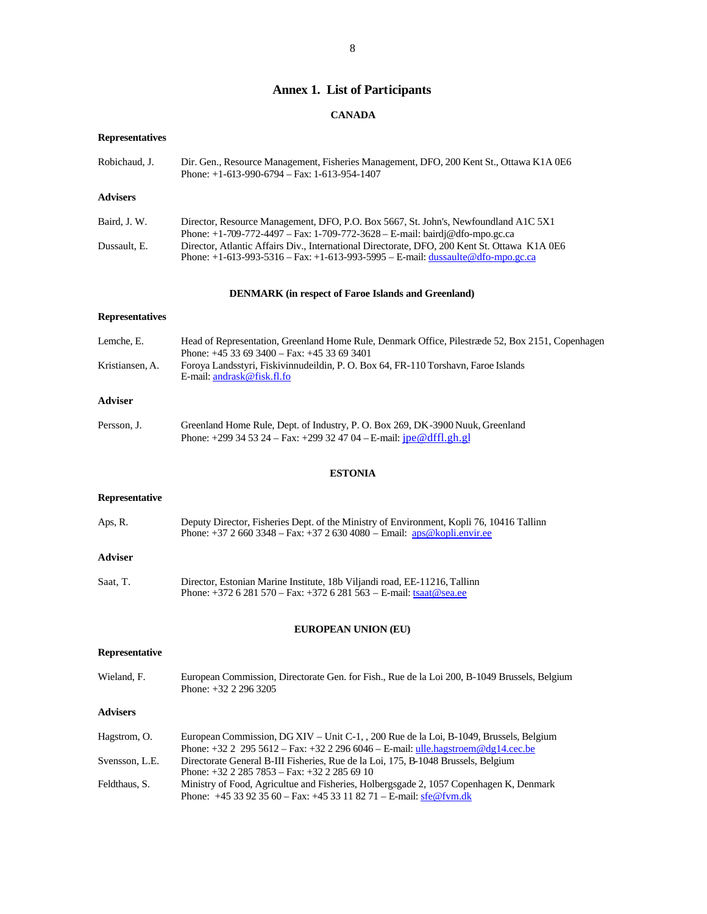# Annex 1. List of Participants

## CANADA

### Representatives

Robichaud, J. Dir. Gen., Resource Management, Fisheries Management, DFO, 200 Kent St., Ottawa K1A 0E6
Phone: +1-613-990-6794 – Fax: 1-613-954-1407

### Advisers

Baird, J. W. Director, Resource Management, DFO, P.O. Box 5667, St. John's, Newfoundland A1C 5X1
Phone: +1-709-772-4497 – Fax: 1-709-772-3628 – E-mail: bairdj@dfo-mpo.gc.ca

Dussault, E. Director, Atlantic Affairs Div., International Directorate, DFO, 200 Kent St. Ottawa K1A 0E6
Phone: +1-613-993-5316 – Fax: +1-613-993-5995 – E-mail: dussaulte@dfo-mpo.gc.ca

## DENMARK (in respect of Faroe Islands and Greenland)

### Representatives

Lemche, E. Head of Representation, Greenland Home Rule, Denmark Office, Pilestræde 52, Box 2151, Copenhagen
Phone: +45 33 69 3400 – Fax: +45 33 69 3401

Kristiansen, A. Foroya Landsstyri, Fiskivinnudeildin, P. O. Box 64, FR-110 Torshavn, Faroe Islands
E-mail: andrask@fisk.fl.fo

### Adviser

Persson, J. Greenland Home Rule, Dept. of Industry, P. O. Box 269, DK-3900 Nuuk, Greenland
Phone: +299 34 53 24 – Fax: +299 32 47 04 – E-mail: jpe@dffl.gh.gl

## ESTONIA

### Representative

Aps, R. Deputy Director, Fisheries Dept. of the Ministry of Environment, Kopli 76, 10416 Tallinn
Phone: +37 2 660 3348 – Fax: +37 2 630 4080 – Email: aps@kopli.envir.ee

### Adviser

Saat, T. Director, Estonian Marine Institute, 18b Viljandi road, EE-11216, Tallinn
Phone: +372 6 281 570 – Fax: +372 6 281 563 – E-mail: tsaat@sea.ee

## EUROPEAN UNION (EU)

### Representative

Wieland, F. European Commission, Directorate Gen. for Fish., Rue de la Loi 200, B-1049 Brussels, Belgium
Phone: +32 2 296 3205

### Advisers

Hagstrom, O. European Commission, DG XIV – Unit C-1, , 200 Rue de la Loi, B-1049, Brussels, Belgium
Phone: +32 2 295 5612 – Fax: +32 2 296 6046 – E-mail: ulle.hagstroem@dg14.cec.be

Svensson, L.E. Directorate General B-III Fisheries, Rue de la Loi, 175, B-1048 Brussels, Belgium
Phone: +32 2 285 7853 – Fax: +32 2 285 69 10

Feldthaus, S. Ministry of Food, Agricultue and Fisheries, Holbergsgade 2, 1057 Copenhagen K, Denmark
Phone: +45 33 92 35 60 – Fax: +45 33 11 82 71 – E-mail: sfe@fvm.dk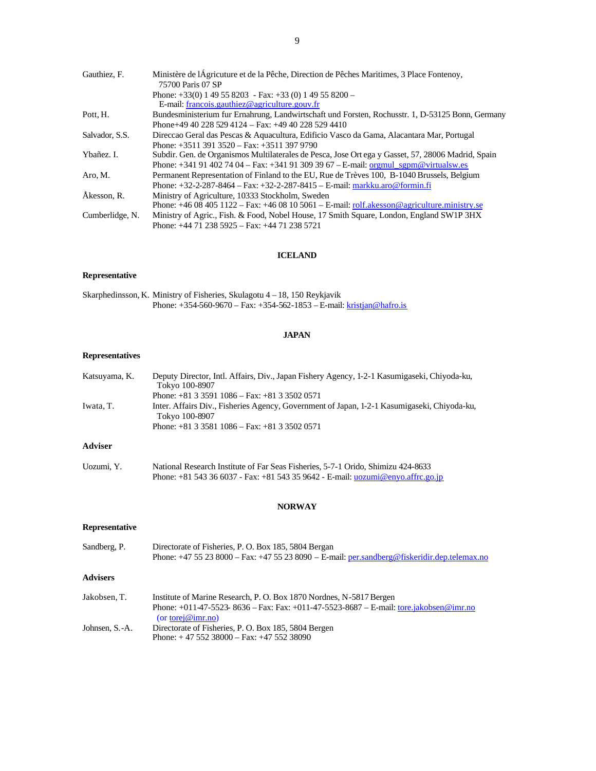| | |
|---|---|
| Gauthiez, F. | Ministère de lÁgricuture et de la Pêche, Direction de Pêches Maritimes, 3 Place Fontenoy, 75700 Paris 07 SP<br>Phone: +33(0) 1 49 55 8203 - Fax: +33 (0) 1 49 55 8200 –<br>E-mail: francois.gauthiez@agriculture.gouv.fr |
| Pott, H. | Bundesministerium fur Ernahrung, Landwirtschaft und Forsten, Rochusstr. 1, D-53125 Bonn, Germany<br>Phone+49 40 228 529 4124 – Fax: +49 40 228 529 4410 |
| Salvador, S.S. | Direccao Geral das Pescas & Aquacultura, Edificio Vasco da Gama, Alacantara Mar, Portugal<br>Phone: +3511 391 3520 – Fax: +3511 397 9790 |
| Ybañez. I. | Subdir. Gen. de Organismos Multilaterales de Pesca, Jose Ort ega y Gasset, 57, 28006 Madrid, Spain<br>Phone: +341 91 402 74 04 – Fax: +341 91 309 39 67 – E-mail: orgmul_sgpm@virtualsw.es |
| Aro, M. | Permanent Representation of Finland to the EU, Rue de Trèves 100, B-1040 Brussels, Belgium<br>Phone: +32-2-287-8464 – Fax: +32-2-287-8415 – E-mail: markku.aro@formin.fi |
| Åkesson, R. | Ministry of Agriculture, 10333 Stockholm, Sweden<br>Phone: +46 08 405 1122 – Fax: +46 08 10 5061 – E-mail: rolf.akesson@agriculture.ministry.se |
| Cumberlidge, N. | Ministry of Agric., Fish. & Food, Nobel House, 17 Smith Square, London, England SW1P 3HX<br>Phone: +44 71 238 5925 – Fax: +44 71 238 5721 |

## ICELAND

**Representative**

| | |
|---|---|
| Skarphedinsson, K. | Ministry of Fisheries, Skulagotu 4 – 18, 150 Reykjavik<br>Phone: +354-560-9670 – Fax: +354-562-1853 – E-mail: kristjan@hafro.is |

## JAPAN

**Representatives**

| | |
|---|---|
| Katsuyama, K. | Deputy Director, Intl. Affairs, Div., Japan Fishery Agency, 1-2-1 Kasumigaseki, Chiyoda-ku, Tokyo 100-8907<br>Phone: +81 3 3591 1086 – Fax: +81 3 3502 0571 |
| Iwata, T. | Inter. Affairs Div., Fisheries Agency, Government of Japan, 1-2-1 Kasumigaseki, Chiyoda-ku, Tokyo 100-8907<br>Phone: +81 3 3581 1086 – Fax: +81 3 3502 0571 |

**Adviser**

| | |
|---|---|
| Uozumi, Y. | National Research Institute of Far Seas Fisheries, 5-7-1 Orido, Shimizu 424-8633<br>Phone: +81 543 36 6037 - Fax: +81 543 35 9642 - E-mail: uozumi@enyo.affrc.go.jp |

## NORWAY

**Representative**

| | |
|---|---|
| Sandberg, P. | Directorate of Fisheries, P. O. Box 185, 5804 Bergan<br>Phone: +47 55 23 8000 – Fax: +47 55 23 8090 – E-mail: per.sandberg@fiskeridir.dep.telemax.no |

**Advisers**

| | |
|---|---|
| Jakobsen, T. | Institute of Marine Research, P. O. Box 1870 Nordnes, N-5817 Bergen<br>Phone: +011-47-5523- 8636 – Fax: Fax: +011-47-5523-8687 – E-mail: tore.jakobsen@imr.no (or torej@imr.no) |
| Johnsen, S.-A. | Directorate of Fisheries, P. O. Box 185, 5804 Bergen<br>Phone: + 47 552 38000 – Fax: +47 552 38090 |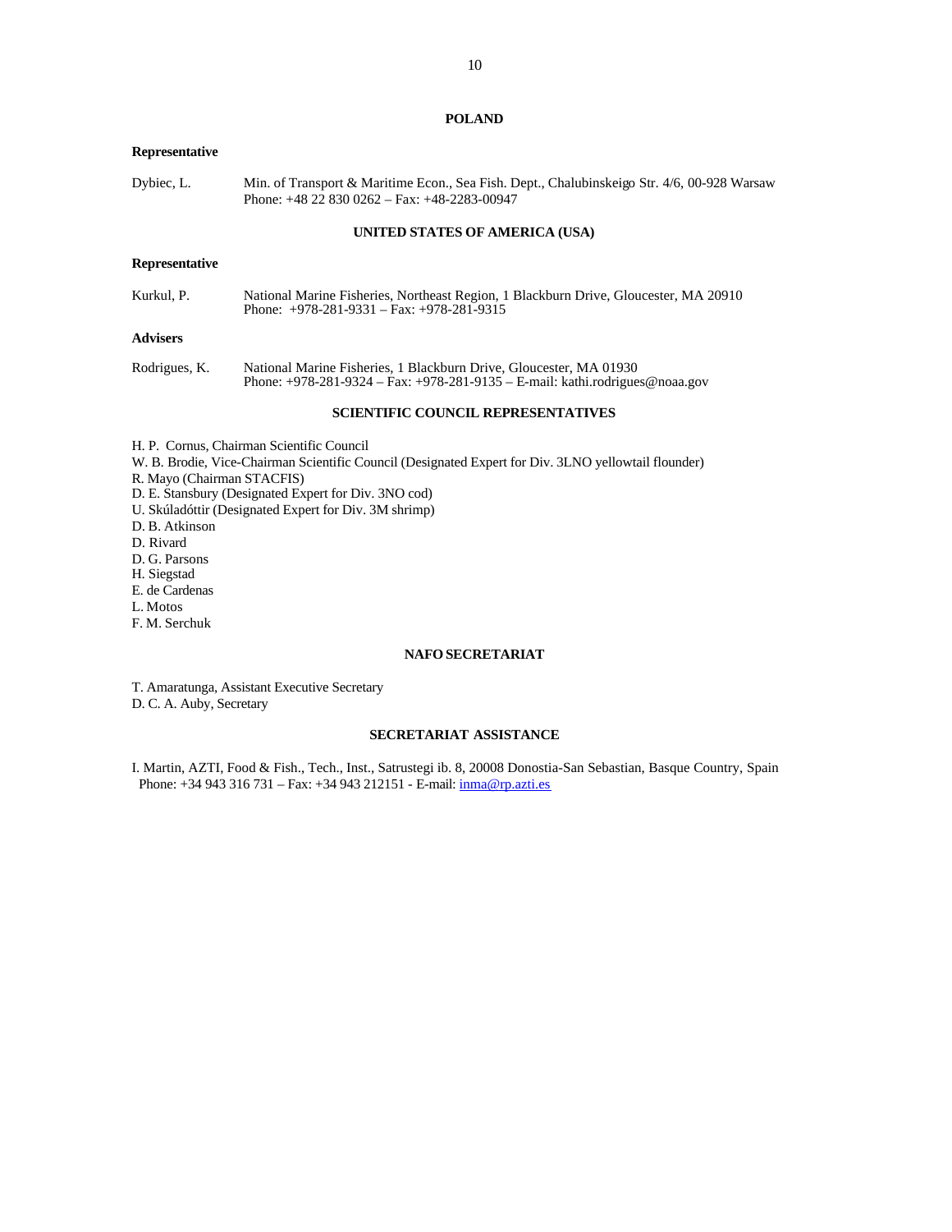## POLAND

**Representative**

Dybiec, L. Min. of Transport & Maritime Econ., Sea Fish. Dept., Chalubinskeigo Str. 4/6, 00-928 Warsaw
Phone: +48 22 830 0262 – Fax: +48-2283-00947

## UNITED STATES OF AMERICA (USA)

**Representative**

Kurkul, P. National Marine Fisheries, Northeast Region, 1 Blackburn Drive, Gloucester, MA 20910
Phone: +978-281-9331 – Fax: +978-281-9315

**Advisers**

Rodrigues, K. National Marine Fisheries, 1 Blackburn Drive, Gloucester, MA 01930
Phone: +978-281-9324 – Fax: +978-281-9135 – E-mail: kathi.rodrigues@noaa.gov

## SCIENTIFIC COUNCIL REPRESENTATIVES

H. P. Cornus, Chairman Scientific Council
W. B. Brodie, Vice-Chairman Scientific Council (Designated Expert for Div. 3LNO yellowtail flounder)
R. Mayo (Chairman STACFIS)
D. E. Stansbury (Designated Expert for Div. 3NO cod)
U. Skúladóttir (Designated Expert for Div. 3M shrimp)
D. B. Atkinson
D. Rivard
D. G. Parsons
H. Siegstad
E. de Cardenas
L. Motos
F. M. Serchuk

## NAFO SECRETARIAT

T. Amaratunga, Assistant Executive Secretary
D. C. A. Auby, Secretary

## SECRETARIAT ASSISTANCE

I. Martin, AZTI, Food & Fish., Tech., Inst., Satrustegi ib. 8, 20008 Donostia-San Sebastian, Basque Country, Spain
Phone: +34 943 316 731 – Fax: +34 943 212151 - E-mail: inma@rp.azti.es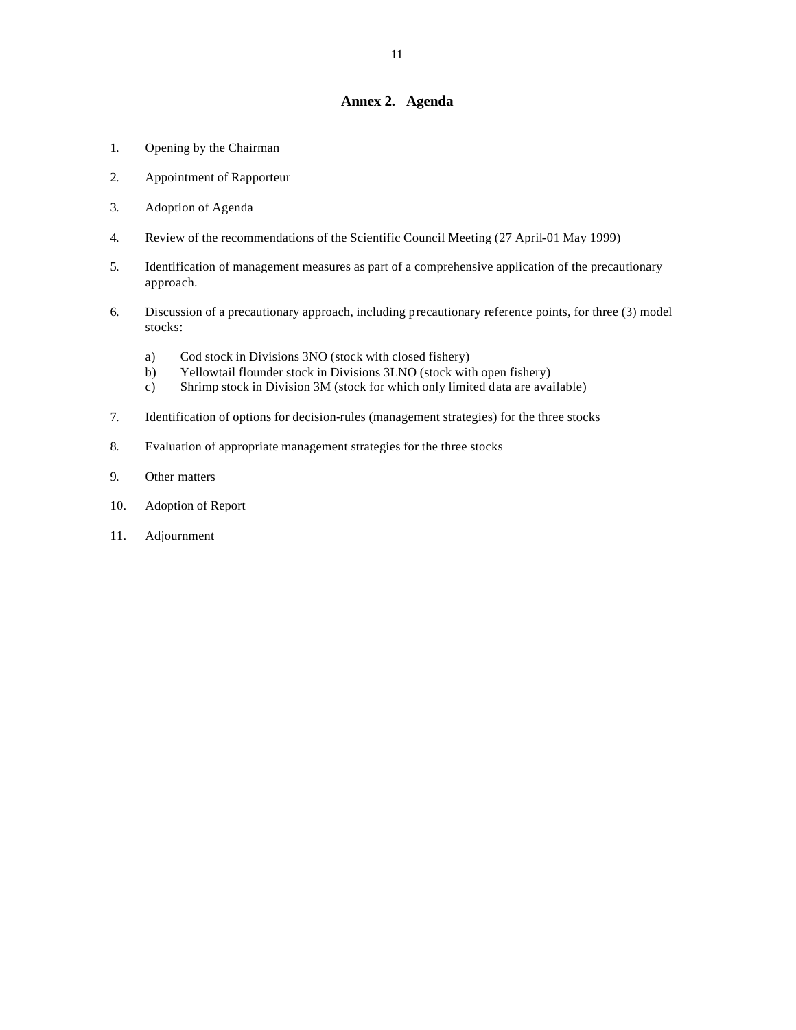# Annex 2. Agenda

1. Opening by the Chairman

2. Appointment of Rapporteur

3. Adoption of Agenda

4. Review of the recommendations of the Scientific Council Meeting (27 April-01 May 1999)

5. Identification of management measures as part of a comprehensive application of the precautionary approach.

6. Discussion of a precautionary approach, including precautionary reference points, for three (3) model stocks:

   a) Cod stock in Divisions 3NO (stock with closed fishery)
   b) Yellowtail flounder stock in Divisions 3LNO (stock with open fishery)
   c) Shrimp stock in Division 3M (stock for which only limited data are available)

7. Identification of options for decision-rules (management strategies) for the three stocks

8. Evaluation of appropriate management strategies for the three stocks

9. Other matters

10. Adoption of Report

11. Adjournment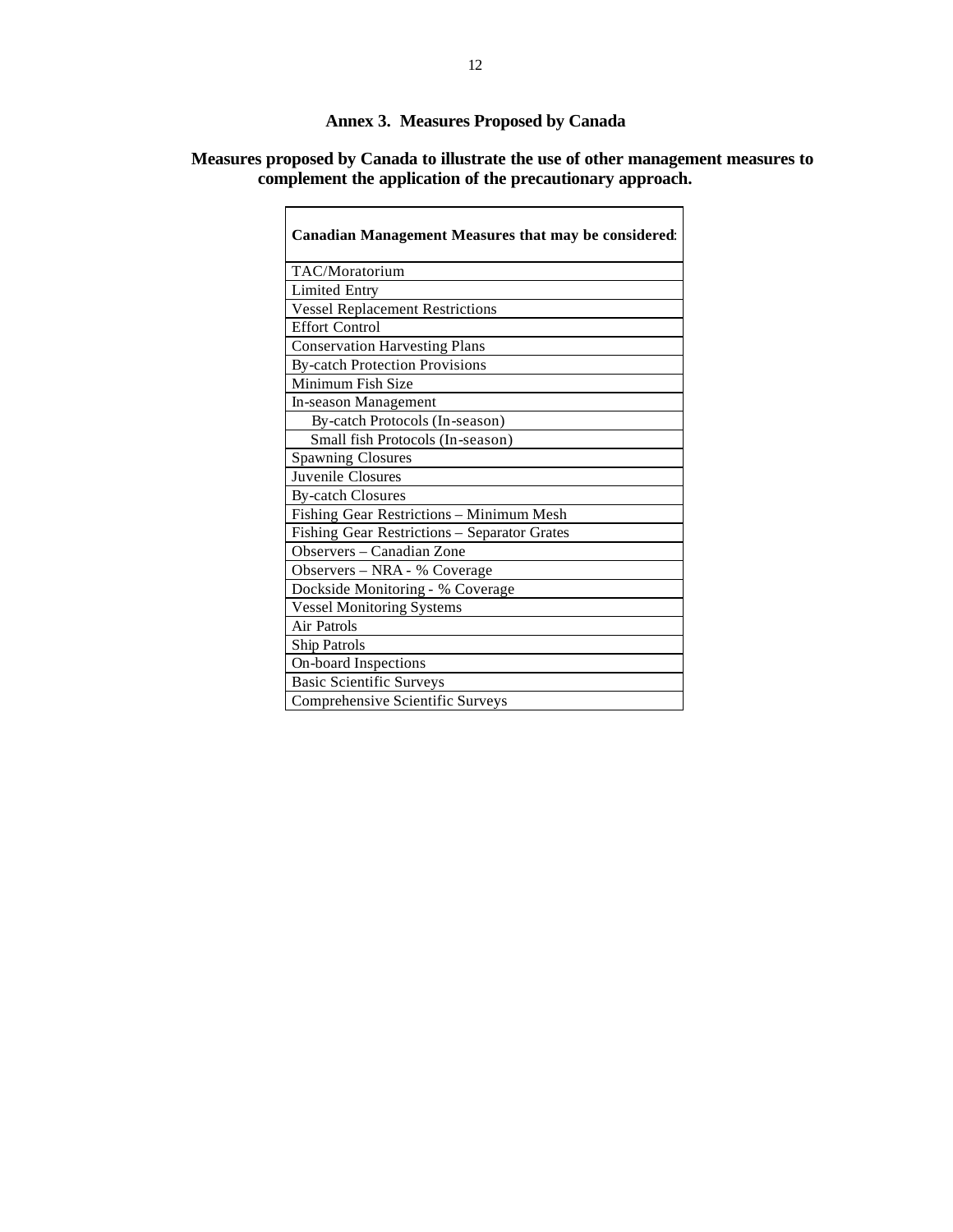## Annex 3. Measures Proposed by Canada

**Measures proposed by Canada to illustrate the use of other management measures to complement the application of the precautionary approach.**

| Canadian Management Measures that may be considered: |
|---|
| TAC/Moratorium |
| Limited Entry |
| Vessel Replacement Restrictions |
| Effort Control |
| Conservation Harvesting Plans |
| By-catch Protection Provisions |
| Minimum Fish Size |
| In-season Management |
| By-catch Protocols (In-season) |
| Small fish Protocols (In-season) |
| Spawning Closures |
| Juvenile Closures |
| By-catch Closures |
| Fishing Gear Restrictions – Minimum Mesh |
| Fishing Gear Restrictions – Separator Grates |
| Observers – Canadian Zone |
| Observers – NRA - % Coverage |
| Dockside Monitoring - % Coverage |
| Vessel Monitoring Systems |
| Air Patrols |
| Ship Patrols |
| On-board Inspections |
| Basic Scientific Surveys |
| Comprehensive Scientific Surveys |